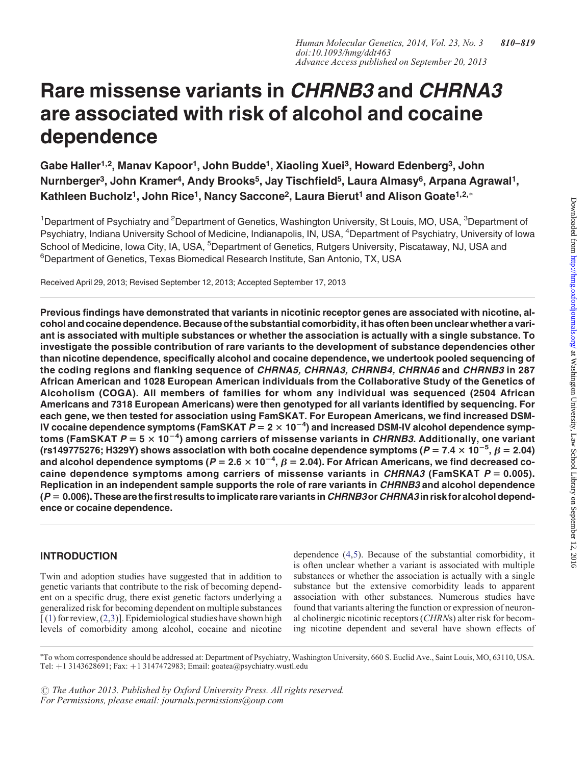# Rare missense variants in *CHRNB3* and *CHRNA3* are associated with risk of alcohol and cocaine dependence

**Gabe Haller[1,2], Manav Kapoor[1], John Budde[1], Xiaoling Xuei[3], Howard Edenberg[3], John Nurnberger[3], John Kramer[4], Andy Brooks[5], Jay Tischfield[5], Laura Almasy[6], Arpana Agrawal[1], Kathleen Bucholz[1], John Rice[1], Nancy Saccone[2], Laura Bierut[1] and Alison Goate[1,2,*]**

[1]Department of Psychiatry and [2]Department of Genetics, Washington University, St Louis, MO, USA, [3]Department of Psychiatry, Indiana University School of Medicine, Indianapolis, IN, USA, [4]Department of Psychiatry, University of Iowa School of Medicine, Iowa City, IA, USA, [5]Department of Genetics, Rutgers University, Piscataway, NJ, USA and [6]Department of Genetics, Texas Biomedical Research Institute, San Antonio, TX, USA

Received April 29, 2013; Revised September 12, 2013; Accepted September 17, 2013

**Previous findings have demonstrated that variants in nicotinic receptor genes are associated with nicotine, alcohol and cocaine dependence. Because of the substantial comorbidity, it has often been unclear whether a variant is associated with multiple substances or whether the association is actually with a single substance. To investigate the possible contribution of rare variants to the development of substance dependencies other than nicotine dependence, specifically alcohol and cocaine dependence, we undertook pooled sequencing of the coding regions and flanking sequence of *CHRNA5, CHRNA3, CHRNB4, CHRNA6* and *CHRNB3* in 287 African American and 1028 European American individuals from the Collaborative Study of the Genetics of Alcoholism (COGA). All members of families for whom any individual was sequenced (2504 African Americans and 7318 European Americans) were then genotyped for all variants identified by sequencing. For each gene, we then tested for association using FamSKAT. For European Americans, we find increased DSM-IV cocaine dependence symptoms (FamSKAT $P = 2 \times 10^{-4}$) and increased DSM-IV alcohol dependence symptoms (FamSKAT $P = 5 \times 10^{-4}$) among carriers of missense variants in *CHRNB3*. Additionally, one variant (rs149775276; H329Y) shows association with both cocaine dependence symptoms ($P = 7.4 \times 10^{-5}$, $\beta = 2.04$) and alcohol dependence symptoms ($P = 2.6 \times 10^{-4}$, $\beta = 2.04$). For African Americans, we find decreased cocaine dependence symptoms among carriers of missense variants in *CHRNA3* (FamSKAT $P = 0.005$). Replication in an independent sample supports the role of rare variants in *CHRNB3* and alcohol dependence ($P = 0.006$). These are the first results to implicate rare variants in *CHRNB3* or *CHRNA3* in risk for alcohol dependence or cocaine dependence.**

## INTRODUCTION

Twin and adoption studies have suggested that in addition to genetic variants that contribute to the risk of becoming dependent on a specific drug, there exist genetic factors underlying a generalized risk for becoming dependent on multiple substances [(1) for review, (2,3)]. Epidemiological studies have shown high levels of comorbidity among alcohol, cocaine and nicotine dependence (4,5). Because of the substantial comorbidity, it is often unclear whether a variant is associated with multiple substances or whether the association is actually with a single substance but the extensive comorbidity leads to apparent association with other substances. Numerous studies have found that variants altering the function or expression of neuronal cholinergic nicotinic receptors (*CHRN*s) alter risk for becoming nicotine dependent and several have shown effects of

*To whom correspondence should be addressed at: Department of Psychiatry, Washington University, 660 S. Euclid Ave., Saint Louis, MO, 63110, USA. Tel: +1 3143628691; Fax: +1 3147472983; Email: goatea@psychiatry.wustl.edu

© The Author 2013. Published by Oxford University Press. All rights reserved. For Permissions, please email: journals.permissions@oup.com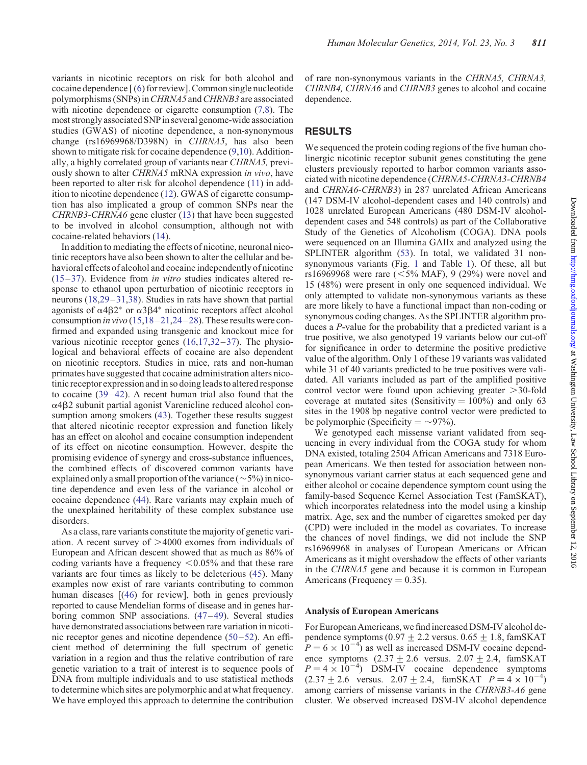variants in nicotinic receptors on risk for both alcohol and cocaine dependence [(6) for review]. Common single nucleotide polymorphisms (SNPs) in *CHRNA5* and *CHRNB3* are associated with nicotine dependence or cigarette consumption (7,8). The most strongly associated SNP in several genome-wide association studies (GWAS) of nicotine dependence, a non-synonymous change (rs16969968/D398N) in *CHRNA5*, has also been shown to mitigate risk for cocaine dependence (9,10). Additionally, a highly correlated group of variants near *CHRNA5*, previously shown to alter *CHRNA5* mRNA expression *in vivo*, have been reported to alter risk for alcohol dependence (11) in addition to nicotine dependence (12). GWAS of cigarette consumption has also implicated a group of common SNPs near the *CHRNB3-CHRNA6* gene cluster (13) that have been suggested to be involved in alcohol consumption, although not with cocaine-related behaviors (14).

In addition to mediating the effects of nicotine, neuronal nicotinic receptors have also been shown to alter the cellular and behavioral effects of alcohol and cocaine independently of nicotine (15–37). Evidence from *in vitro* studies indicates altered response to ethanol upon perturbation of nicotinic receptors in neurons (18,29–31,38). Studies in rats have shown that partial agonists of $\alpha4\beta2^*$ or $\alpha3\beta4^*$ nicotinic receptors affect alcohol consumption *in vivo* (15,18–21,24–28). These results were confirmed and expanded using transgenic and knockout mice for various nicotinic receptor genes (16,17,32–37). The physiological and behavioral effects of cocaine are also dependent on nicotinic receptors. Studies in mice, rats and non-human primates have suggested that cocaine administration alters nicotinic receptor expression and in so doing leads to altered response to cocaine (39–42). A recent human trial also found that the $\alpha4\beta2$ subunit partial agonist Varenicline reduced alcohol consumption among smokers (43). Together these results suggest that altered nicotinic receptor expression and function likely has an effect on alcohol and cocaine consumption independent of its effect on nicotine consumption. However, despite the promising evidence of synergy and cross-substance influences, the combined effects of discovered common variants have explained only a small proportion of the variance (~5%) in nicotine dependence and even less of the variance in alcohol or cocaine dependence (44). Rare variants may explain much of the unexplained heritability of these complex substance use disorders.

As a class, rare variants constitute the majority of genetic variation. A recent survey of >4000 exomes from individuals of European and African descent showed that as much as 86% of coding variants have a frequency <0.05% and that these rare variants are four times as likely to be deleterious (45). Many examples now exist of rare variants contributing to common human diseases [(46) for review], both in genes previously reported to cause Mendelian forms of disease and in genes harboring common SNP associations. (47–49). Several studies have demonstrated associations between rare variation in nicotinic receptor genes and nicotine dependence (50–52). An efficient method of determining the full spectrum of genetic variation in a region and thus the relative contribution of rare genetic variation to a trait of interest is to sequence pools of DNA from multiple individuals and to use statistical methods to determine which sites are polymorphic and at what frequency. We have employed this approach to determine the contribution of rare non-synonymous variants in the *CHRNA5, CHRNA3, CHRNB4, CHRNA6* and *CHRNB3* genes to alcohol and cocaine dependence.

## RESULTS

We sequenced the protein coding regions of the five human cholinergic nicotinic receptor subunit genes constituting the gene clusters previously reported to harbor common variants associated with nicotine dependence (*CHRNA5-CHRNA3-CHRNB4* and *CHRNA6-CHRNB3*) in 287 unrelated African Americans (147 DSM-IV alcohol-dependent cases and 140 controls) and 1028 unrelated European Americans (480 DSM-IV alcohol-dependent cases and 548 controls) as part of the Collaborative Study of the Genetics of Alcoholism (COGA). DNA pools were sequenced on an Illumina GAIIx and analyzed using the SPLINTER algorithm (53). In total, we validated 31 non-synonymous variants (Fig. 1 and Table 1). Of these, all but rs16969968 were rare (<5% MAF), 9 (29%) were novel and 15 (48%) were present in only one sequenced individual. We only attempted to validate non-synonymous variants as these are more likely to have a functional impact than non-coding or synonymous coding changes. As the SPLINTER algorithm produces a *P*-value for the probability that a predicted variant is a true positive, we also genotyped 19 variants below our cut-off for significance in order to determine the positive predictive value of the algorithm. Only 1 of these 19 variants was validated while 31 of 40 variants predicted to be true positives were validated. All variants included as part of the amplified positive control vector were found upon achieving greater >30-fold coverage at mutated sites (Sensitivity = 100%) and only 63 sites in the 1908 bp negative control vector were predicted to be polymorphic (Specificity = ~97%).

We genotyped each missense variant validated from sequencing in every individual from the COGA study for whom DNA existed, totaling 2504 African Americans and 7318 European Americans. We then tested for association between non-synonymous variant carrier status at each sequenced gene and either alcohol or cocaine dependence symptom count using the family-based Sequence Kernel Association Test (FamSKAT), which incorporates relatedness into the model using a kinship matrix. Age, sex and the number of cigarettes smoked per day (CPD) were included in the model as covariates. To increase the chances of novel findings, we did not include the SNP rs16969968 in analyses of European Americans or African Americans as it might overshadow the effects of other variants in the *CHRNA5* gene and because it is common in European Americans (Frequency = 0.35).

### Analysis of European Americans

For European Americans, we find increased DSM-IV alcohol dependence symptoms ($0.97 \pm 2.2$ versus. $0.65 \pm 1.8$, famSKAT $P = 6 \times 10^{-4}$) as well as increased DSM-IV cocaine dependence symptoms ($2.37 \pm 2.6$ versus. $2.07 \pm 2.4$, famSKAT $P = 4 \times 10^{-4}$) DSM-IV cocaine dependence symptoms ($2.37 \pm 2.6$ versus. $2.07 \pm 2.4$, famSKAT $P = 4 \times 10^{-4}$) among carriers of missense variants in the *CHRNB3-A6* gene cluster. We observed increased DSM-IV alcohol dependence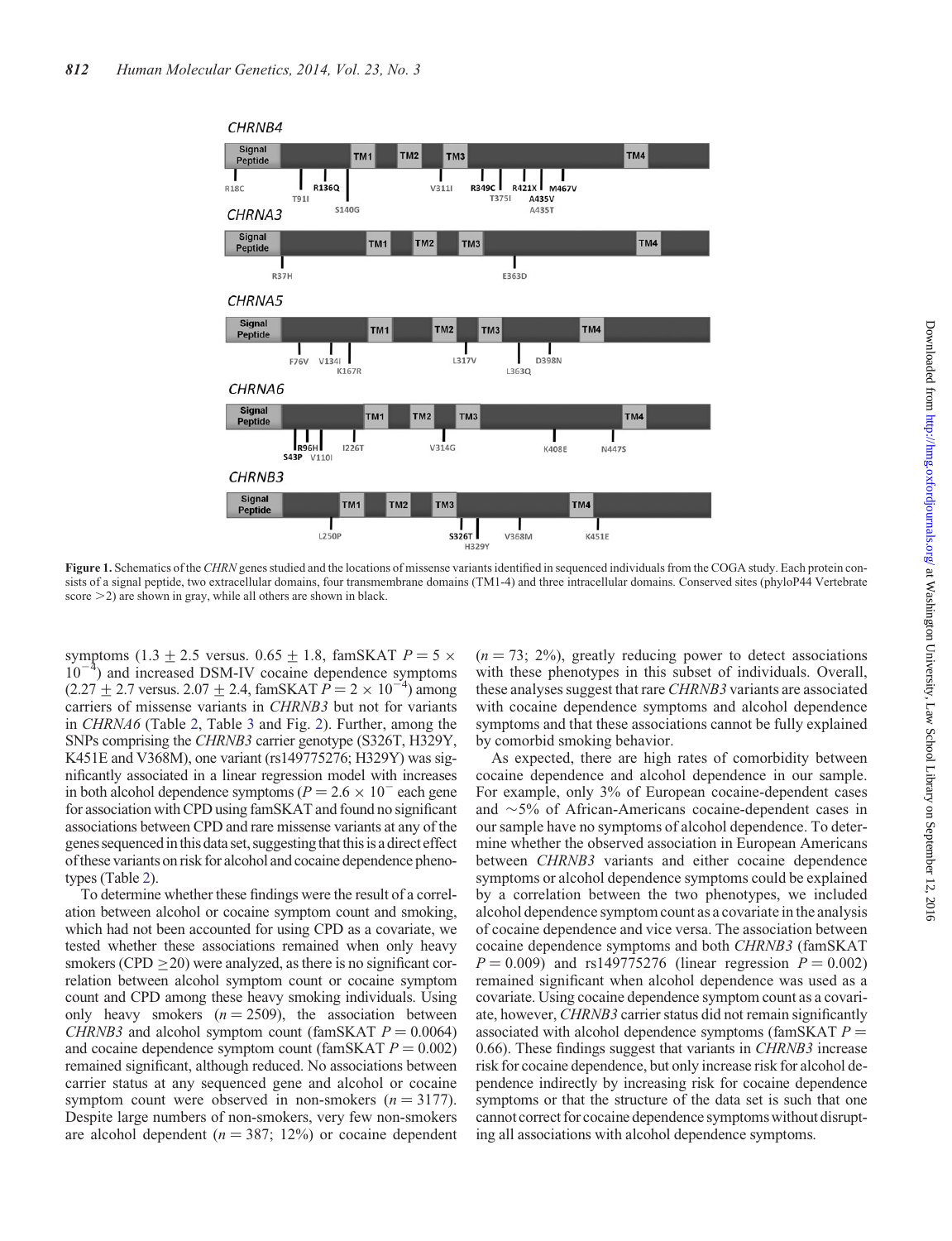Figure 1. Schematics of the *CHRN* genes studied and the locations of missense variants identified in sequenced individuals from the COGA study. Each protein consists of a signal peptide, two extracellular domains, four transmembrane domains (TM1-4) and three intracellular domains. Conserved sites (phyloP44 Vertebrate score >2) are shown in gray, while all others are shown in black.

symptoms ($1.3 \pm 2.5$ versus. $0.65 \pm 1.8$, famSKAT $P = 5 \times 10^{-4}$) and increased DSM-IV cocaine dependence symptoms ($2.27 \pm 2.7$ versus $2.07 \pm 2.4$, famSKAT $P = 2 \times 10^{-4}$) among carriers of missense variants in *CHRNB3* but not for variants in *CHRNA6* (Table 2, Table 3 and Fig. 2). Further, among the SNPs comprising the *CHRNB3* carrier genotype (S326T, H329Y, K451E and V368M), one variant (rs149775276; H329Y) was significantly associated in a linear regression model with increases in both alcohol dependence symptoms ($P = 2.6 \times 10^{-}$ each gene for association with CPD using famSKAT and found no significant associations between CPD and rare missense variants at any of the genes sequenced in this data set, suggesting that this is a direct effect of these variants on risk for alcohol and cocaine dependence phenotypes (Table 2).

To determine whether these findings were the result of a correlation between alcohol or cocaine symptom count and smoking, which had not been accounted for using CPD as a covariate, we tested whether these associations remained when only heavy smokers (CPD $\geq$20) were analyzed, as there is no significant correlation between alcohol symptom count or cocaine symptom count and CPD among these heavy smoking individuals. Using only heavy smokers ($n = 2509$), the association between *CHRNB3* and alcohol symptom count (famSKAT $P = 0.0064$) and cocaine dependence symptom count (famSKAT $P = 0.002$) remained significant, although reduced. No associations between carrier status at any sequenced gene and alcohol or cocaine symptom count were observed in non-smokers ($n = 3177$). Despite large numbers of non-smokers, very few non-smokers are alcohol dependent ($n = 387$; 12%) or cocaine dependent ($n = 73$; 2%), greatly reducing power to detect associations with these phenotypes in this subset of individuals. Overall, these analyses suggest that rare *CHRNB3* variants are associated with cocaine dependence symptoms and alcohol dependence symptoms and that these associations cannot be fully explained by comorbid smoking behavior.

As expected, there are high rates of comorbidity between cocaine dependence and alcohol dependence in our sample. For example, only 3% of European cocaine-dependent cases and ~5% of African-Americans cocaine-dependent cases in our sample have no symptoms of alcohol dependence. To determine whether the observed association in European Americans between *CHRNB3* variants and either cocaine dependence symptoms or alcohol dependence symptoms could be explained by a correlation between the two phenotypes, we included alcohol dependence symptom count as a covariate in the analysis of cocaine dependence and vice versa. The association between cocaine dependence symptoms and both *CHRNB3* (famSKAT $P = 0.009$) and rs149775276 (linear regression $P = 0.002$) remained significant when alcohol dependence was used as a covariate. Using cocaine dependence symptom count as a covariate, however, *CHRNB3* carrier status did not remain significantly associated with alcohol dependence symptoms (famSKAT $P = 0.66$). These findings suggest that variants in *CHRNB3* increase risk for cocaine dependence, but only increase risk for alcohol dependence indirectly by increasing risk for cocaine dependence symptoms or that the structure of the data set is such that one cannot correct for cocaine dependence symptoms without disrupting all associations with alcohol dependence symptoms.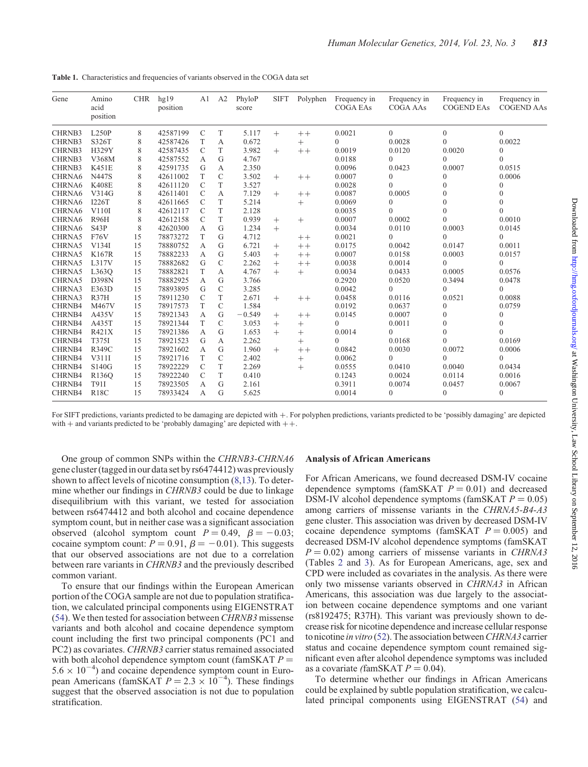**Table 1.** Characteristics and frequencies of variants observed in the COGA data set

| Gene | Amino acid position | CHR | hg19 position | A1 | A2 | PhyloP score | SIFT | Polyphen | Frequency in COGA EAs | Frequency in COGA AAs | Frequency in COGEND EAs | Frequency in COGEND AAs |
|---|---|---|---|---|---|---|---|---|---|---|---|---|
| CHRNB3 | L250P | 8 | 42587199 | C | T | 5.117 | + | ++ | 0.0021 | 0 | 0 | 0 |
| CHRNB3 | S326T | 8 | 42587426 | T | A | 0.672 | | + | 0 | 0.0028 | 0 | 0.0022 |
| CHRNB3 | H329Y | 8 | 42587435 | C | T | 3.982 | + | ++ | 0.0019 | 0.0120 | 0.0020 | 0 |
| CHRNB3 | V368M | 8 | 42587552 | A | G | 4.767 | | | 0.0188 | 0 | 0 | 0 |
| CHRNB3 | K451E | 8 | 42591735 | G | A | 2.350 | | | 0.0096 | 0.0423 | 0.0007 | 0.0515 |
| CHRNA6 | N447S | 8 | 42611002 | T | C | 3.502 | + | ++ | 0.0007 | 0 | 0 | 0.0006 |
| CHRNA6 | K408E | 8 | 42611120 | C | T | 3.527 | | | 0.0028 | 0 | 0 | 0 |
| CHRNA6 | V314G | 8 | 42611401 | C | A | 7.129 | + | ++ | 0.0087 | 0.0005 | 0 | 0 |
| CHRNA6 | I226T | 8 | 42611665 | C | T | 5.214 | | + | 0.0069 | 0 | 0 | 0 |
| CHRNA6 | V110I | 8 | 42612117 | C | T | 2.128 | | | 0.0035 | 0 | 0 | 0 |
| CHRNA6 | R96H | 8 | 42612158 | C | T | 0.939 | + | + | 0.0007 | 0.0002 | 0 | 0.0010 |
| CHRNA6 | S43P | 8 | 42620300 | A | G | 1.234 | + | | 0.0034 | 0.0110 | 0.0003 | 0.0145 |
| CHRNA5 | F76V | 15 | 78873272 | T | G | 4.712 | | ++ | 0.0021 | 0 | 0 | 0 |
| CHRNA5 | V134I | 15 | 78880752 | A | G | 6.721 | + | ++ | 0.0175 | 0.0042 | 0.0147 | 0.0011 |
| CHRNA5 | K167R | 15 | 78882233 | A | G | 5.403 | + | ++ | 0.0007 | 0.0158 | 0.0003 | 0.0157 |
| CHRNA5 | L317V | 15 | 78882682 | G | C | 2.262 | + | ++ | 0.0038 | 0.0014 | 0 | 0 |
| CHRNA5 | L363Q | 15 | 78882821 | T | A | 4.767 | + | + | 0.0034 | 0.0433 | 0.0005 | 0.0576 |
| CHRNA5 | D398N | 15 | 78882925 | A | G | 3.766 | | | 0.2920 | 0.0520 | 0.3494 | 0.0478 |
| CHRNA3 | E363D | 15 | 78893895 | G | C | 3.285 | | | 0.0042 | 0 | 0 | 0 |
| CHRNA3 | R37H | 15 | 78911230 | C | T | 2.671 | + | ++ | 0.0458 | 0.0116 | 0.0521 | 0.0088 |
| CHRNB4 | M467V | 15 | 78917573 | T | C | 1.584 | | | 0.0192 | 0.0637 | 0 | 0.0759 |
| CHRNB4 | A435V | 15 | 78921343 | A | G | −0.549 | + | ++ | 0.0145 | 0.0007 | 0 | 0 |
| CHRNB4 | A435T | 15 | 78921344 | T | C | 3.053 | + | + | 0 | 0.0011 | 0 | 0 |
| CHRNB4 | R421X | 15 | 78921386 | A | G | 1.653 | + | + | 0.0014 | 0 | 0 | 0 |
| CHRNB4 | T375I | 15 | 78921523 | G | A | 2.262 | | + | 0 | 0.0168 | 0 | 0.0169 |
| CHRNB4 | R349C | 15 | 78921602 | A | G | 1.960 | + | ++ | 0.0842 | 0.0030 | 0.0072 | 0.0006 |
| CHRNB4 | V311I | 15 | 78921716 | T | C | 2.402 | | + | 0.0062 | 0 | 0 | 0 |
| CHRNB4 | S140G | 15 | 78922229 | C | T | 2.269 | | + | 0.0555 | 0.0410 | 0.0040 | 0.0434 |
| CHRNB4 | R136Q | 15 | 78922240 | C | T | 0.410 | | | 0.1243 | 0.0024 | 0.0114 | 0.0016 |
| CHRNB4 | T91I | 15 | 78923505 | A | G | 2.161 | | | 0.3911 | 0.0074 | 0.0457 | 0.0067 |
| CHRNB4 | R18C | 15 | 78933424 | A | G | 5.625 | | | 0.0014 | 0 | 0 | 0 |

For SIFT predictions, variants predicted to be damaging are depicted with +. For polyphen predictions, variants predicted to be 'possibly damaging' are depicted with + and variants predicted to be 'probably damaging' are depicted with ++.

One group of common SNPs within the *CHRNB3-CHRNA6* gene cluster (tagged in our data set by rs6474412) was previously shown to affect levels of nicotine consumption (8,13). To determine whether our findings in *CHRNB3* could be due to linkage disequilibrium with this variant, we tested for association between rs6474412 and both alcohol and cocaine dependence symptom count, but in neither case was a significant association observed (alcohol symptom count $P = 0.49$, $\beta = -0.03$; cocaine symptom count: $P = 0.91$, $\beta = -0.01$). This suggests that our observed associations are not due to a correlation between rare variants in *CHRNB3* and the previously described common variant.

To ensure that our findings within the European American portion of the COGA sample are not due to population stratification, we calculated principal components using EIGENSTRAT (54). We then tested for association between *CHRNB3* missense variants and both alcohol and cocaine dependence symptom count including the first two principal components (PC1 and PC2) as covariates. *CHRNB3* carrier status remained associated with both alcohol dependence symptom count (famSKAT $P = 5.6 \times 10^{-4}$) and cocaine dependence symptom count in European Americans (famSKAT $P = 2.3 \times 10^{-4}$). These findings suggest that the observed association is not due to population stratification.

### Analysis of African Americans

For African Americans, we found decreased DSM-IV cocaine dependence symptoms (famSKAT $P = 0.01$) and decreased DSM-IV alcohol dependence symptoms (famSKAT $P = 0.05$) among carriers of missense variants in the *CHRNA5-B4-A3* gene cluster. This association was driven by decreased DSM-IV cocaine dependence symptoms (famSKAT $P = 0.005$) and decreased DSM-IV alcohol dependence symptoms (famSKAT $P = 0.02$) among carriers of missense variants in *CHRNA3* (Tables 2 and 3). As for European Americans, age, sex and CPD were included as covariates in the analysis. As there were only two missense variants observed in *CHRNA3* in African Americans, this association was due largely to the association between cocaine dependence symptoms and one variant (rs8192475; R37H). This variant was previously shown to decrease risk for nicotine dependence and increase cellular response to nicotine *in vitro* (52). The association between *CHRNA3* carrier status and cocaine dependence symptom count remained significant even after alcohol dependence symptoms was included as a covariate (famSKAT $P = 0.04$).

To determine whether our findings in African Americans could be explained by subtle population stratification, we calculated principal components using EIGENSTRAT (54) and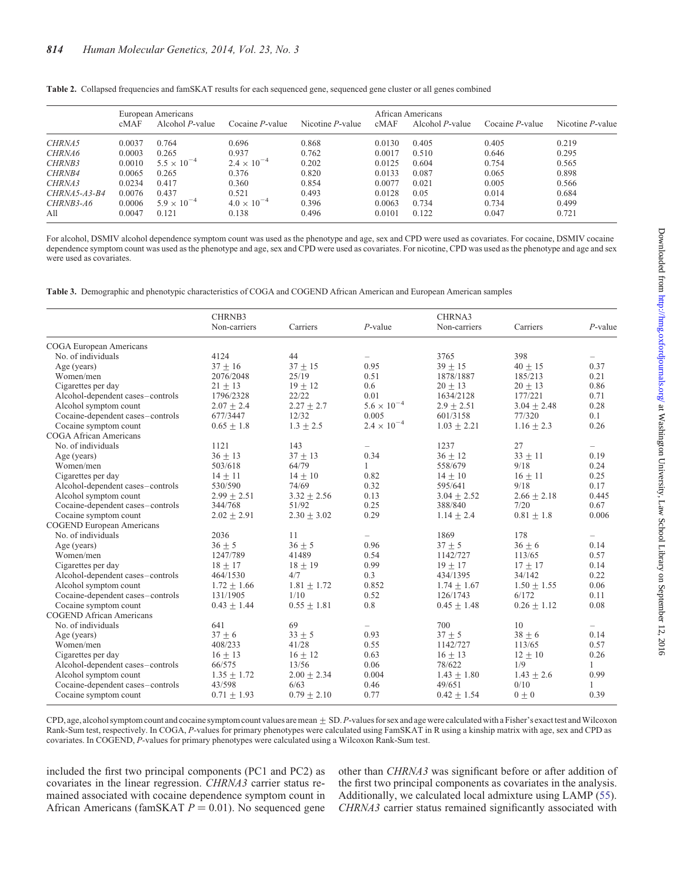**Table 2.** Collapsed frequencies and famSKAT results for each sequenced gene, sequenced gene cluster or all genes combined

| | European Americans | | | | African Americans | | | |
|---|---|---|---|---|---|---|---|---|
| | cMAF | Alcohol *P*-value | Cocaine *P*-value | Nicotine *P*-value | cMAF | Alcohol *P*-value | Cocaine *P*-value | Nicotine *P*-value |
| *CHRNA5* | 0.0037 | 0.764 | 0.696 | 0.868 | 0.0130 | 0.405 | 0.405 | 0.219 |
| *CHRNA6* | 0.0003 | 0.265 | 0.937 | 0.762 | 0.0017 | 0.510 | 0.646 | 0.295 |
| *CHRNB3* | 0.0010 | $5.5 \times 10^{-4}$ | $2.4 \times 10^{-4}$ | 0.202 | 0.0125 | 0.604 | 0.754 | 0.565 |
| *CHRNB4* | 0.0065 | 0.265 | 0.376 | 0.820 | 0.0133 | 0.087 | 0.065 | 0.898 |
| *CHRNA3* | 0.0234 | 0.417 | 0.360 | 0.854 | 0.0077 | 0.021 | 0.005 | 0.566 |
| *CHRNA5-A3-B4* | 0.0076 | 0.437 | 0.521 | 0.493 | 0.0128 | 0.05 | 0.014 | 0.684 |
| *CHRNB3-A6* | 0.0006 | $5.9 \times 10^{-4}$ | $4.0 \times 10^{-4}$ | 0.396 | 0.0063 | 0.734 | 0.734 | 0.499 |
| All | 0.0047 | 0.121 | 0.138 | 0.496 | 0.0101 | 0.122 | 0.047 | 0.721 |

For alcohol, DSMIV alcohol dependence symptom count was used as the phenotype and age, sex and CPD were used as covariates. For cocaine, DSMIV cocaine dependence symptom count was used as the phenotype and age, sex and CPD were used as covariates. For nicotine, CPD was used as the phenotype and age and sex were used as covariates.

**Table 3.** Demographic and phenotypic characteristics of COGA and COGEND African American and European American samples

| | CHRNB3 Non-carriers | Carriers | *P*-value | CHRNA3 Non-carriers | Carriers | *P*-value |
|---|---|---|---|---|---|---|
| COGA European Americans | | | | | | |
| No. of individuals | 4124 | 44 | – | 3765 | 398 | – |
| Age (years) | 37 ± 16 | 37 ± 15 | 0.95 | 39 ± 15 | 40 ± 15 | 0.37 |
| Women/men | 2076/2048 | 25/19 | 0.51 | 1878/1887 | 185/213 | 0.21 |
| Cigarettes per day | 21 ± 13 | 19 ± 12 | 0.6 | 20 ± 13 | 20 ± 13 | 0.86 |
| Alcohol-dependent cases–controls | 1796/2328 | 22/22 | 0.01 | 1634/2128 | 177/221 | 0.71 |
| Alcohol symptom count | 2.07 ± 2.4 | 2.27 ± 2.7 | $5.6 \times 10^{-4}$ | 2.9 ± 2.51 | 3.04 ± 2.48 | 0.28 |
| Cocaine-dependent cases–controls | 677/3447 | 12/32 | 0.005 | 601/3158 | 77/320 | 0.1 |
| Cocaine symptom count | 0.65 ± 1.8 | 1.3 ± 2.5 | $2.4 \times 10^{-4}$ | 1.03 ± 2.21 | 1.16 ± 2.3 | 0.26 |
| COGA African Americans | | | | | | |
| No. of individuals | 1121 | 143 | – | 1237 | 27 | – |
| Age (years) | 36 ± 13 | 37 ± 13 | 0.34 | 36 ± 12 | 33 ± 11 | 0.19 |
| Women/men | 503/618 | 64/79 | 1 | 558/679 | 9/18 | 0.24 |
| Cigarettes per day | 14 ± 11 | 14 ± 10 | 0.82 | 14 ± 10 | 16 ± 11 | 0.25 |
| Alcohol-dependent cases–controls | 530/590 | 74/69 | 0.32 | 595/641 | 9/18 | 0.17 |
| Alcohol symptom count | 2.99 ± 2.51 | 3.32 ± 2.56 | 0.13 | 3.04 ± 2.52 | 2.66 ± 2.18 | 0.445 |
| Cocaine-dependent cases–controls | 344/768 | 51/92 | 0.25 | 388/840 | 7/20 | 0.67 |
| Cocaine symptom count | 2.02 ± 2.91 | 2.30 ± 3.02 | 0.29 | 1.14 ± 2.4 | 0.81 ± 1.8 | 0.006 |
| COGEND European Americans | | | | | | |
| No. of individuals | 2036 | 11 | – | 1869 | 178 | – |
| Age (years) | 36 ± 5 | 36 ± 5 | 0.96 | 37 ± 5 | 36 ± 6 | 0.14 |
| Women/men | 1247/789 | 41489 | 0.54 | 1142/727 | 113/65 | 0.57 |
| Cigarettes per day | 18 ± 17 | 18 ± 19 | 0.99 | 19 ± 17 | 17 ± 17 | 0.14 |
| Alcohol-dependent cases–controls | 464/1530 | 4/7 | 0.3 | 434/1395 | 34/142 | 0.22 |
| Alcohol symptom count | 1.72 ± 1.66 | 1.81 ± 1.72 | 0.852 | 1.74 ± 1.67 | 1.50 ± 1.55 | 0.06 |
| Cocaine-dependent cases–controls | 131/1905 | 1/10 | 0.52 | 126/1743 | 6/172 | 0.11 |
| Cocaine symptom count | 0.43 ± 1.44 | 0.55 ± 1.81 | 0.8 | 0.45 ± 1.48 | 0.26 ± 1.12 | 0.08 |
| COGEND African Americans | | | | | | |
| No. of individuals | 641 | 69 | – | 700 | 10 | – |
| Age (years) | 37 ± 6 | 33 ± 5 | 0.93 | 37 ± 5 | 38 ± 6 | 0.14 |
| Women/men | 408/233 | 41/28 | 0.55 | 1142/727 | 113/65 | 0.57 |
| Cigarettes per day | 16 ± 13 | 16 ± 12 | 0.63 | 16 ± 13 | 12 ± 10 | 0.26 |
| Alcohol-dependent cases–controls | 66/575 | 13/56 | 0.06 | 78/622 | 1/9 | 1 |
| Alcohol symptom count | 1.35 ± 1.72 | 2.00 ± 2.34 | 0.004 | 1.43 ± 1.80 | 1.43 ± 2.6 | 0.99 |
| Cocaine-dependent cases–controls | 43/598 | 6/63 | 0.46 | 49/651 | 0/10 | 1 |
| Cocaine symptom count | 0.71 ± 1.93 | 0.79 ± 2.10 | 0.77 | 0.42 ± 1.54 | 0 ± 0 | 0.39 |

CPD, age, alcohol symptom count and cocaine symptom count values are mean ± SD. *P*-values for sex and age were calculated with a Fisher's exact test and Wilcoxon Rank-Sum test, respectively. In COGA, *P*-values for primary phenotypes were calculated using FamSKAT in R using a kinship matrix with age, sex and CPD as covariates. In COGEND, *P*-values for primary phenotypes were calculated using a Wilcoxon Rank-Sum test.

included the first two principal components (PC1 and PC2) as covariates in the linear regression. *CHRNA3* carrier status remained associated with cocaine dependence symptom count in African Americans (famSKAT $P = 0.01$). No sequenced gene other than *CHRNA3* was significant before or after addition of the first two principal components as covariates in the analysis. Additionally, we calculated local admixture using LAMP (55). *CHRNA3* carrier status remained significantly associated with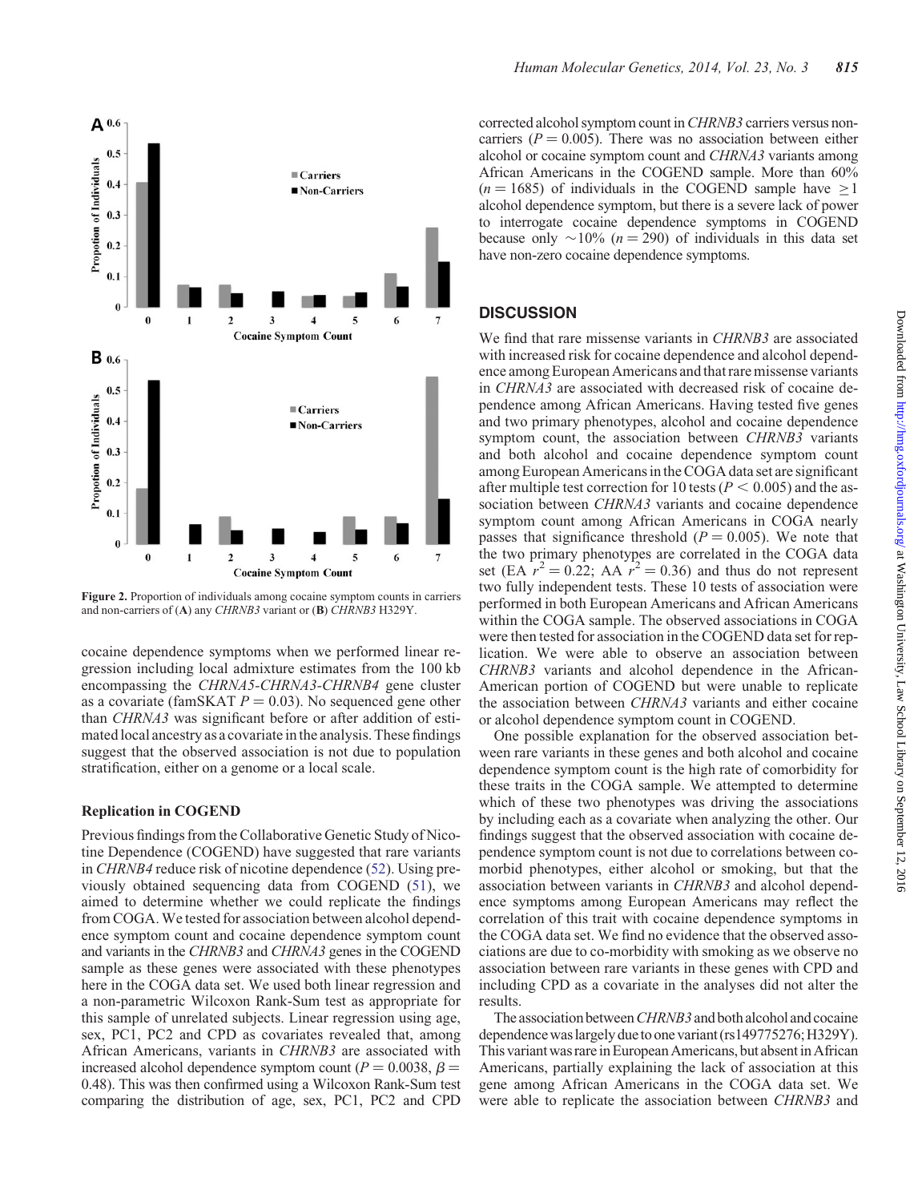Figure 2. Proportion of individuals among cocaine symptom counts in carriers and non-carriers of (**A**) any *CHRNB3* variant or (**B**) *CHRNB3* H329Y.

cocaine dependence symptoms when we performed linear regression including local admixture estimates from the 100 kb encompassing the *CHRNA5-CHRNA3-CHRNB4* gene cluster as a covariate (famSKAT $P = 0.03$). No sequenced gene other than *CHRNA3* was significant before or after addition of estimated local ancestry as a covariate in the analysis. These findings suggest that the observed association is not due to population stratification, either on a genome or a local scale.

### Replication in COGEND

Previous findings from the Collaborative Genetic Study of Nicotine Dependence (COGEND) have suggested that rare variants in *CHRNB4* reduce risk of nicotine dependence (52). Using previously obtained sequencing data from COGEND (51), we aimed to determine whether we could replicate the findings from COGA. We tested for association between alcohol dependence symptom count and cocaine dependence symptom count and variants in the *CHRNB3* and *CHRNA3* genes in the COGEND sample as these genes were associated with these phenotypes here in the COGA data set. We used both linear regression and a non-parametric Wilcoxon Rank-Sum test as appropriate for this sample of unrelated subjects. Linear regression using age, sex, PC1, PC2 and CPD as covariates revealed that, among African Americans, variants in *CHRNB3* are associated with increased alcohol dependence symptom count ($P = 0.0038$, $\beta = 0.48$). This was then confirmed using a Wilcoxon Rank-Sum test comparing the distribution of age, sex, PC1, PC2 and CPD corrected alcohol symptom count in *CHRNB3* carriers versus non-carriers ($P = 0.005$). There was no association between either alcohol or cocaine symptom count and *CHRNA3* variants among African Americans in the COGEND sample. More than 60% ($n = 1685$) of individuals in the COGEND sample have $\geq 1$ alcohol dependence symptom, but there is a severe lack of power to interrogate cocaine dependence symptoms in COGEND because only ~10% ($n = 290$) of individuals in this data set have non-zero cocaine dependence symptoms.

## DISCUSSION

We find that rare missense variants in *CHRNB3* are associated with increased risk for cocaine dependence and alcohol dependence among European Americans and that rare missense variants in *CHRNA3* are associated with decreased risk of cocaine dependence among African Americans. Having tested five genes and two primary phenotypes, alcohol and cocaine dependence symptom count, the association between *CHRNB3* variants and both alcohol and cocaine dependence symptom count among European Americans in the COGA data set are significant after multiple test correction for 10 tests ($P < 0.005$) and the association between *CHRNA3* variants and cocaine dependence symptom count among African Americans in COGA nearly passes that significance threshold ($P = 0.005$). We note that the two primary phenotypes are correlated in the COGA data set (EA $r^2 = 0.22$; AA $r^2 = 0.36$) and thus do not represent two fully independent tests. These 10 tests of association were performed in both European Americans and African Americans within the COGA sample. The observed associations in COGA were then tested for association in the COGEND data set for replication. We were able to observe an association between *CHRNB3* variants and alcohol dependence in the African-American portion of COGEND but were unable to replicate the association between *CHRNA3* variants and either cocaine or alcohol dependence symptom count in COGEND.

One possible explanation for the observed association between rare variants in these genes and both alcohol and cocaine dependence symptom count is the high rate of comorbidity for these traits in the COGA sample. We attempted to determine which of these two phenotypes was driving the associations by including each as a covariate when analyzing the other. Our findings suggest that the observed association with cocaine dependence symptom count is not due to correlations between comorbid phenotypes, either alcohol or smoking, but that the association between variants in *CHRNB3* and alcohol dependence symptoms among European Americans may reflect the correlation of this trait with cocaine dependence symptoms in the COGA data set. We find no evidence that the observed associations are due to co-morbidity with smoking as we observe no association between rare variants in these genes with CPD and including CPD as a covariate in the analyses did not alter the results.

The association between *CHRNB3* and both alcohol and cocaine dependence was largely due to one variant (rs149775276; H329Y). This variant was rare in European Americans, but absent in African Americans, partially explaining the lack of association at this gene among African Americans in the COGA data set. We were able to replicate the association between *CHRNB3* and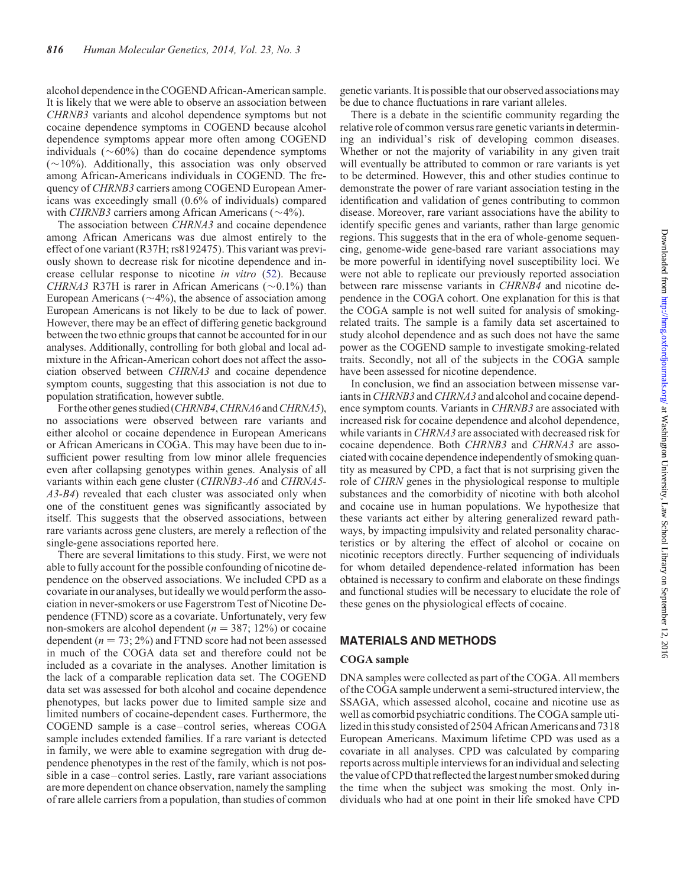alcohol dependence in the COGEND African-American sample. It is likely that we were able to observe an association between *CHRNB3* variants and alcohol dependence symptoms but not cocaine dependence symptoms in COGEND because alcohol dependence symptoms appear more often among COGEND individuals (~60%) than do cocaine dependence symptoms (~10%). Additionally, this association was only observed among African-Americans individuals in COGEND. The frequency of *CHRNB3* carriers among COGEND European Americans was exceedingly small (0.6% of individuals) compared with *CHRNB3* carriers among African Americans (~4%).

The association between *CHRNA3* and cocaine dependence among African Americans was due almost entirely to the effect of one variant (R37H; rs8192475). This variant was previously shown to decrease risk for nicotine dependence and increase cellular response to nicotine *in vitro* (52). Because *CHRNA3* R37H is rarer in African Americans (~0.1%) than European Americans (~4%), the absence of association among European Americans is not likely to be due to lack of power. However, there may be an effect of differing genetic background between the two ethnic groups that cannot be accounted for in our analyses. Additionally, controlling for both global and local admixture in the African-American cohort does not affect the association observed between *CHRNA3* and cocaine dependence symptom counts, suggesting that this association is not due to population stratification, however subtle.

For the other genes studied (*CHRNB4*, *CHRNA6* and *CHRNA5*), no associations were observed between rare variants and either alcohol or cocaine dependence in European Americans or African Americans in COGA. This may have been due to insufficient power resulting from low minor allele frequencies even after collapsing genotypes within genes. Analysis of all variants within each gene cluster (*CHRNB3-A6* and *CHRNA5-A3-B4*) revealed that each cluster was associated only when one of the constituent genes was significantly associated by itself. This suggests that the observed associations, between rare variants across gene clusters, are merely a reflection of the single-gene associations reported here.

There are several limitations to this study. First, we were not able to fully account for the possible confounding of nicotine dependence on the observed associations. We included CPD as a covariate in our analyses, but ideally we would perform the association in never-smokers or use Fagerstrom Test of Nicotine Dependence (FTND) score as a covariate. Unfortunately, very few non-smokers are alcohol dependent ($n = 387$; 12%) or cocaine dependent ($n = 73$; 2%) and FTND score had not been assessed in much of the COGA data set and therefore could not be included as a covariate in the analyses. Another limitation is the lack of a comparable replication data set. The COGEND data set was assessed for both alcohol and cocaine dependence phenotypes, but lacks power due to limited sample size and limited numbers of cocaine-dependent cases. Furthermore, the COGEND sample is a case–control series, whereas COGA sample includes extended families. If a rare variant is detected in family, we were able to examine segregation with drug dependence phenotypes in the rest of the family, which is not possible in a case–control series. Lastly, rare variant associations are more dependent on chance observation, namely the sampling of rare allele carriers from a population, than studies of common genetic variants. It is possible that our observed associations may be due to chance fluctuations in rare variant alleles.

There is a debate in the scientific community regarding the relative role of common versus rare genetic variants in determining an individual's risk of developing common diseases. Whether or not the majority of variability in any given trait will eventually be attributed to common or rare variants is yet to be determined. However, this and other studies continue to demonstrate the power of rare variant association testing in the identification and validation of genes contributing to common disease. Moreover, rare variant associations have the ability to identify specific genes and variants, rather than large genomic regions. This suggests that in the era of whole-genome sequencing, genome-wide gene-based rare variant associations may be more powerful in identifying novel susceptibility loci. We were not able to replicate our previously reported association between rare missense variants in *CHRNB4* and nicotine dependence in the COGA cohort. One explanation for this is that the COGA sample is not well suited for analysis of smoking-related traits. The sample is a family data set ascertained to study alcohol dependence and as such does not have the same power as the COGEND sample to investigate smoking-related traits. Secondly, not all of the subjects in the COGA sample have been assessed for nicotine dependence.

In conclusion, we find an association between missense variants in *CHRNB3* and *CHRNA3* and alcohol and cocaine dependence symptom counts. Variants in *CHRNB3* are associated with increased risk for cocaine dependence and alcohol dependence, while variants in *CHRNA3* are associated with decreased risk for cocaine dependence. Both *CHRNB3* and *CHRNA3* are associated with cocaine dependence independently of smoking quantity as measured by CPD, a fact that is not surprising given the role of *CHRN* genes in the physiological response to multiple substances and the comorbidity of nicotine with both alcohol and cocaine use in human populations. We hypothesize that these variants act either by altering generalized reward pathways, by impacting impulsivity and related personality characteristics or by altering the effect of alcohol or cocaine on nicotinic receptors directly. Further sequencing of individuals for whom detailed dependence-related information has been obtained is necessary to confirm and elaborate on these findings and functional studies will be necessary to elucidate the role of these genes on the physiological effects of cocaine.

## MATERIALS AND METHODS

### COGA sample

DNA samples were collected as part of the COGA. All members of the COGA sample underwent a semi-structured interview, the SSAGA, which assessed alcohol, cocaine and nicotine use as well as comorbid psychiatric conditions. The COGA sample utilized in this study consisted of 2504 African Americans and 7318 European Americans. Maximum lifetime CPD was used as a covariate in all analyses. CPD was calculated by comparing reports across multiple interviews for an individual and selecting the value of CPD that reflected the largest number smoked during the time when the subject was smoking the most. Only individuals who had at one point in their life smoked have CPD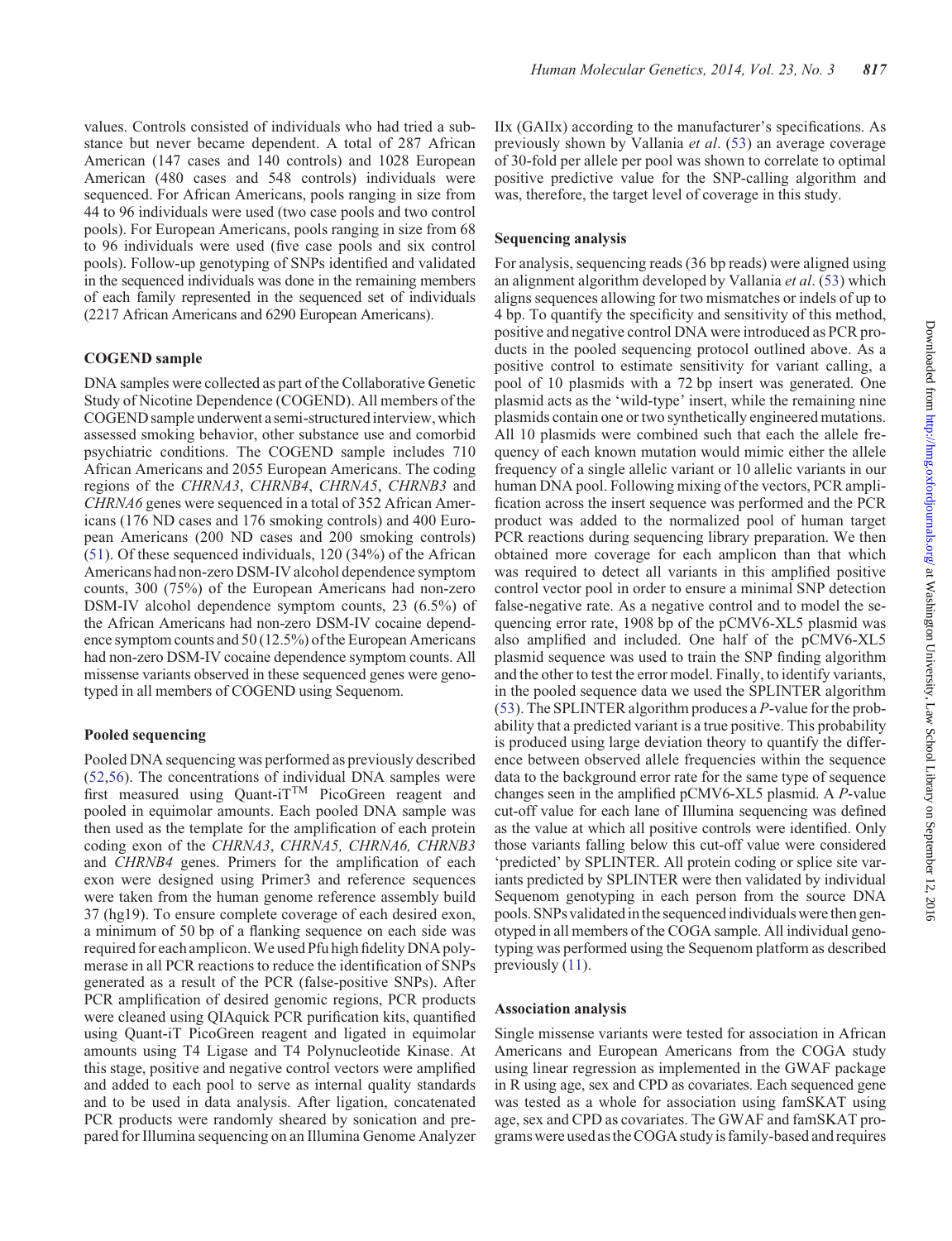values. Controls consisted of individuals who had tried a substance but never became dependent. A total of 287 African American (147 cases and 140 controls) and 1028 European American (480 cases and 548 controls) individuals were sequenced. For African Americans, pools ranging in size from 44 to 96 individuals were used (two case pools and two control pools). For European Americans, pools ranging in size from 68 to 96 individuals were used (five case pools and six control pools). Follow-up genotyping of SNPs identified and validated in the sequenced individuals was done in the remaining members of each family represented in the sequenced set of individuals (2217 African Americans and 6290 European Americans).

### COGEND sample

DNA samples were collected as part of the Collaborative Genetic Study of Nicotine Dependence (COGEND). All members of the COGEND sample underwent a semi-structured interview, which assessed smoking behavior, other substance use and comorbid psychiatric conditions. The COGEND sample includes 710 African Americans and 2055 European Americans. The coding regions of the *CHRNA3*, *CHRNB4*, *CHRNA5*, *CHRNB3* and *CHRNA6* genes were sequenced in a total of 352 African Americans (176 ND cases and 176 smoking controls) and 400 European Americans (200 ND cases and 200 smoking controls) (51). Of these sequenced individuals, 120 (34%) of the African Americans had non-zero DSM-IV alcohol dependence symptom counts, 300 (75%) of the European Americans had non-zero DSM-IV alcohol dependence symptom counts, 23 (6.5%) of the African Americans had non-zero DSM-IV cocaine dependence symptom counts and 50 (12.5%) of the European Americans had non-zero DSM-IV cocaine dependence symptom counts. All missense variants observed in these sequenced genes were genotyped in all members of COGEND using Sequenom.

### Pooled sequencing

Pooled DNA sequencing was performed as previously described (52,56). The concentrations of individual DNA samples were first measured using Quant-iT™ PicoGreen reagent and pooled in equimolar amounts. Each pooled DNA sample was then used as the template for the amplification of each protein coding exon of the *CHRNA3*, *CHRNA5, CHRNA6, CHRNB3* and *CHRNB4* genes. Primers for the amplification of each exon were designed using Primer3 and reference sequences were taken from the human genome reference assembly build 37 (hg19). To ensure complete coverage of each desired exon, a minimum of 50 bp of a flanking sequence on each side was required for each amplicon. We used Pfu high fidelity DNA polymerase in all PCR reactions to reduce the identification of SNPs generated as a result of the PCR (false-positive SNPs). After PCR amplification of desired genomic regions, PCR products were cleaned using QIAquick PCR purification kits, quantified using Quant-iT PicoGreen reagent and ligated in equimolar amounts using T4 Ligase and T4 Polynucleotide Kinase. At this stage, positive and negative control vectors were amplified and added to each pool to serve as internal quality standards and to be used in data analysis. After ligation, concatenated PCR products were randomly sheared by sonication and prepared for Illumina sequencing on an Illumina Genome Analyzer IIx (GAIIx) according to the manufacturer's specifications. As previously shown by Vallania *et al*. (53) an average coverage of 30-fold per allele per pool was shown to correlate to optimal positive predictive value for the SNP-calling algorithm and was, therefore, the target level of coverage in this study.

### Sequencing analysis

For analysis, sequencing reads (36 bp reads) were aligned using an alignment algorithm developed by Vallania *et al*. (53) which aligns sequences allowing for two mismatches or indels of up to 4 bp. To quantify the specificity and sensitivity of this method, positive and negative control DNA were introduced as PCR products in the pooled sequencing protocol outlined above. As a positive control to estimate sensitivity for variant calling, a pool of 10 plasmids with a 72 bp insert was generated. One plasmid acts as the 'wild-type' insert, while the remaining nine plasmids contain one or two synthetically engineered mutations. All 10 plasmids were combined such that each the allele frequency of each known mutation would mimic either the allele frequency of a single allelic variant or 10 allelic variants in our human DNA pool. Following mixing of the vectors, PCR amplification across the insert sequence was performed and the PCR product was added to the normalized pool of human target PCR reactions during sequencing library preparation. We then obtained more coverage for each amplicon than that which was required to detect all variants in this amplified positive control vector pool in order to ensure a minimal SNP detection false-negative rate. As a negative control and to model the sequencing error rate, 1908 bp of the pCMV6-XL5 plasmid was also amplified and included. One half of the pCMV6-XL5 plasmid sequence was used to train the SNP finding algorithm and the other to test the error model. Finally, to identify variants, in the pooled sequence data we used the SPLINTER algorithm (53). The SPLINTER algorithm produces a *P*-value for the probability that a predicted variant is a true positive. This probability is produced using large deviation theory to quantify the difference between observed allele frequencies within the sequence data to the background error rate for the same type of sequence changes seen in the amplified pCMV6-XL5 plasmid. A *P*-value cut-off value for each lane of Illumina sequencing was defined as the value at which all positive controls were identified. Only those variants falling below this cut-off value were considered 'predicted' by SPLINTER. All protein coding or splice site variants predicted by SPLINTER were then validated by individual Sequenom genotyping in each person from the source DNA pools. SNPs validated in the sequenced individuals were then genotyped in all members of the COGA sample. All individual genotyping was performed using the Sequenom platform as described previously (11).

### Association analysis

Single missense variants were tested for association in African Americans and European Americans from the COGA study using linear regression as implemented in the GWAF package in R using age, sex and CPD as covariates. Each sequenced gene was tested as a whole for association using famSKAT using age, sex and CPD as covariates. The GWAF and famSKAT programs were used as the COGA study is family-based and requires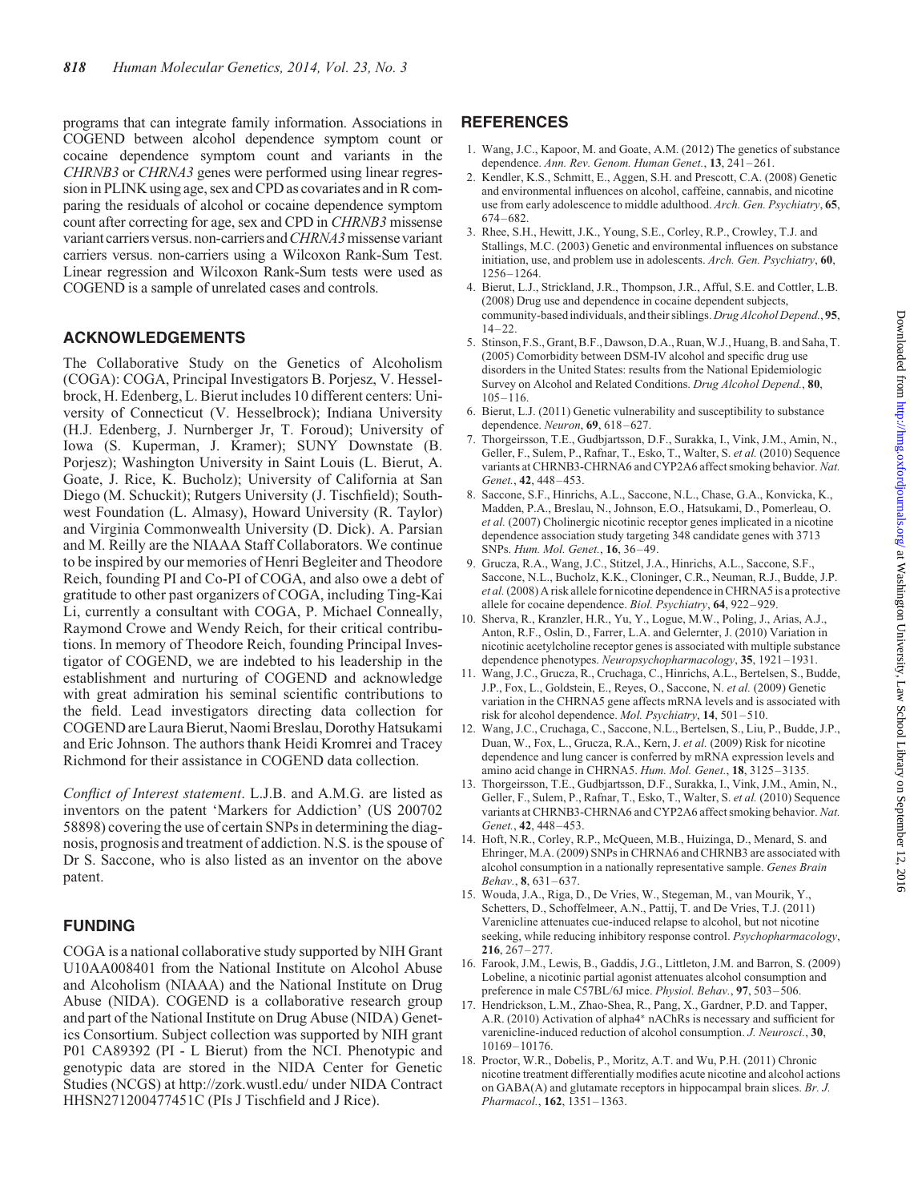programs that can integrate family information. Associations in COGEND between alcohol dependence symptom count or cocaine dependence symptom count and variants in the *CHRNB3* or *CHRNA3* genes were performed using linear regression in PLINK using age, sex and CPD as covariates and in R comparing the residuals of alcohol or cocaine dependence symptom count after correcting for age, sex and CPD in *CHRNB3* missense variant carriers versus. non-carriers and *CHRNA3* missense variant carriers versus. non-carriers using a Wilcoxon Rank-Sum Test. Linear regression and Wilcoxon Rank-Sum tests were used as COGEND is a sample of unrelated cases and controls.

## ACKNOWLEDGEMENTS

The Collaborative Study on the Genetics of Alcoholism (COGA): COGA, Principal Investigators B. Porjesz, V. Hesselbrock, H. Edenberg, L. Bierut includes 10 different centers: University of Connecticut (V. Hesselbrock); Indiana University (H.J. Edenberg, J. Nurnberger Jr, T. Foroud); University of Iowa (S. Kuperman, J. Kramer); SUNY Downstate (B. Porjesz); Washington University in Saint Louis (L. Bierut, A. Goate, J. Rice, K. Bucholz); University of California at San Diego (M. Schuckit); Rutgers University (J. Tischfield); Southwest Foundation (L. Almasy), Howard University (R. Taylor) and Virginia Commonwealth University (D. Dick). A. Parsian and M. Reilly are the NIAAA Staff Collaborators. We continue to be inspired by our memories of Henri Begleiter and Theodore Reich, founding PI and Co-PI of COGA, and also owe a debt of gratitude to other past organizers of COGA, including Ting-Kai Li, currently a consultant with COGA, P. Michael Conneally, Raymond Crowe and Wendy Reich, for their critical contributions. In memory of Theodore Reich, founding Principal Investigator of COGEND, we are indebted to his leadership in the establishment and nurturing of COGEND and acknowledge with great admiration his seminal scientific contributions to the field. Lead investigators directing data collection for COGEND are Laura Bierut, Naomi Breslau, Dorothy Hatsukami and Eric Johnson. The authors thank Heidi Kromrei and Tracey Richmond for their assistance in COGEND data collection.

*Conflict of Interest statement*. L.J.B. and A.M.G. are listed as inventors on the patent 'Markers for Addiction' (US 200702 58898) covering the use of certain SNPs in determining the diagnosis, prognosis and treatment of addiction. N.S. is the spouse of Dr S. Saccone, who is also listed as an inventor on the above patent.

## FUNDING

COGA is a national collaborative study supported by NIH Grant U10AA008401 from the National Institute on Alcohol Abuse and Alcoholism (NIAAA) and the National Institute on Drug Abuse (NIDA). COGEND is a collaborative research group and part of the National Institute on Drug Abuse (NIDA) Genetics Consortium. Subject collection was supported by NIH grant P01 CA89392 (PI - L Bierut) from the NCI. Phenotypic and genotypic data are stored in the NIDA Center for Genetic Studies (NCGS) at http://zork.wustl.edu/ under NIDA Contract HHSN271200477451C (PIs J Tischfield and J Rice).

## REFERENCES

1. Wang, J.C., Kapoor, M. and Goate, A.M. (2012) The genetics of substance dependence. *Ann. Rev. Genom. Human Genet.*, **13**, 241–261.
2. Kendler, K.S., Schmitt, E., Aggen, S.H. and Prescott, C.A. (2008) Genetic and environmental influences on alcohol, caffeine, cannabis, and nicotine use from early adolescence to middle adulthood. *Arch. Gen. Psychiatry*, **65**, 674–682.
3. Rhee, S.H., Hewitt, J.K., Young, S.E., Corley, R.P., Crowley, T.J. and Stallings, M.C. (2003) Genetic and environmental influences on substance initiation, use, and problem use in adolescents. *Arch. Gen. Psychiatry*, **60**, 1256–1264.
4. Bierut, L.J., Strickland, J.R., Thompson, J.R., Afful, S.E. and Cottler, L.B. (2008) Drug use and dependence in cocaine dependent subjects, community-based individuals, and their siblings. *Drug Alcohol Depend.*, **95**, 14–22.
5. Stinson, F.S., Grant, B.F., Dawson, D.A., Ruan, W.J., Huang, B. and Saha, T. (2005) Comorbidity between DSM-IV alcohol and specific drug use disorders in the United States: results from the National Epidemiologic Survey on Alcohol and Related Conditions. *Drug Alcohol Depend.*, **80**, 105–116.
6. Bierut, L.J. (2011) Genetic vulnerability and susceptibility to substance dependence. *Neuron*, **69**, 618–627.
7. Thorgeirsson, T.E., Gudbjartsson, D.F., Surakka, I., Vink, J.M., Amin, N., Geller, F., Sulem, P., Rafnar, T., Esko, T., Walter, S. *et al.* (2010) Sequence variants at CHRNB3-CHRNA6 and CYP2A6 affect smoking behavior. *Nat. Genet.*, **42**, 448–453.
8. Saccone, S.F., Hinrichs, A.L., Saccone, N.L., Chase, G.A., Konvicka, K., Madden, P.A., Breslau, N., Johnson, E.O., Hatsukami, D., Pomerleau, O. *et al.* (2007) Cholinergic nicotinic receptor genes implicated in a nicotine dependence association study targeting 348 candidate genes with 3713 SNPs. *Hum. Mol. Genet.*, **16**, 36–49.
9. Grucza, R.A., Wang, J.C., Stitzel, J.A., Hinrichs, A.L., Saccone, S.F., Saccone, N.L., Bucholz, K.K., Cloninger, C.R., Neuman, R.J., Budde, J.P. *et al.* (2008) A risk allele for nicotine dependence in CHRNA5 is a protective allele for cocaine dependence. *Biol. Psychiatry*, **64**, 922–929.
10. Sherva, R., Kranzler, H.R., Yu, Y., Logue, M.W., Poling, J., Arias, A.J., Anton, R.F., Oslin, D., Farrer, L.A. and Gelernter, J. (2010) Variation in nicotinic acetylcholine receptor genes is associated with multiple substance dependence phenotypes. *Neuropsychopharmacology*, **35**, 1921–1931.
11. Wang, J.C., Grucza, R., Cruchaga, C., Hinrichs, A.L., Bertelsen, S., Budde, J.P., Fox, L., Goldstein, E., Reyes, O., Saccone, N. *et al.* (2009) Genetic variation in the CHRNA5 gene affects mRNA levels and is associated with risk for alcohol dependence. *Mol. Psychiatry*, **14**, 501–510.
12. Wang, J.C., Cruchaga, C., Saccone, N.L., Bertelsen, S., Liu, P., Budde, J.P., Duan, W., Fox, L., Grucza, R.A., Kern, J. *et al.* (2009) Risk for nicotine dependence and lung cancer is conferred by mRNA expression levels and amino acid change in CHRNA5. *Hum. Mol. Genet.*, **18**, 3125–3135.
13. Thorgeirsson, T.E., Gudbjartsson, D.F., Surakka, I., Vink, J.M., Amin, N., Geller, F., Sulem, P., Rafnar, T., Esko, T., Walter, S. *et al.* (2010) Sequence variants at CHRNB3-CHRNA6 and CYP2A6 affect smoking behavior. *Nat. Genet.*, **42**, 448–453.
14. Hoft, N.R., Corley, R.P., McQueen, M.B., Huizinga, D., Menard, S. and Ehringer, M.A. (2009) SNPs in CHRNA6 and CHRNB3 are associated with alcohol consumption in a nationally representative sample. *Genes Brain Behav.*, **8**, 631–637.
15. Wouda, J.A., Riga, D., De Vries, W., Stegeman, M., van Mourik, Y., Schetters, D., Schoffelmeer, A.N., Pattij, T. and De Vries, T.J. (2011) Varenicline attenuates cue-induced relapse to alcohol, but not nicotine seeking, while reducing inhibitory response control. *Psychopharmacology*, **216**, 267–277.
16. Farook, J.M., Lewis, B., Gaddis, J.G., Littleton, J.M. and Barron, S. (2009) Lobeline, a nicotinic partial agonist attenuates alcohol consumption and preference in male C57BL/6J mice. *Physiol. Behav.*, **97**, 503–506.
17. Hendrickson, L.M., Zhao-Shea, R., Pang, X., Gardner, P.D. and Tapper, A.R. (2010) Activation of alpha4* nAChRs is necessary and sufficient for varenicline-induced reduction of alcohol consumption. *J. Neurosci.*, **30**, 10169–10176.
18. Proctor, W.R., Dobelis, P., Moritz, A.T. and Wu, P.H. (2011) Chronic nicotine treatment differentially modifies acute nicotine and alcohol actions on GABA(A) and glutamate receptors in hippocampal brain slices. *Br. J. Pharmacol.*, **162**, 1351–1363.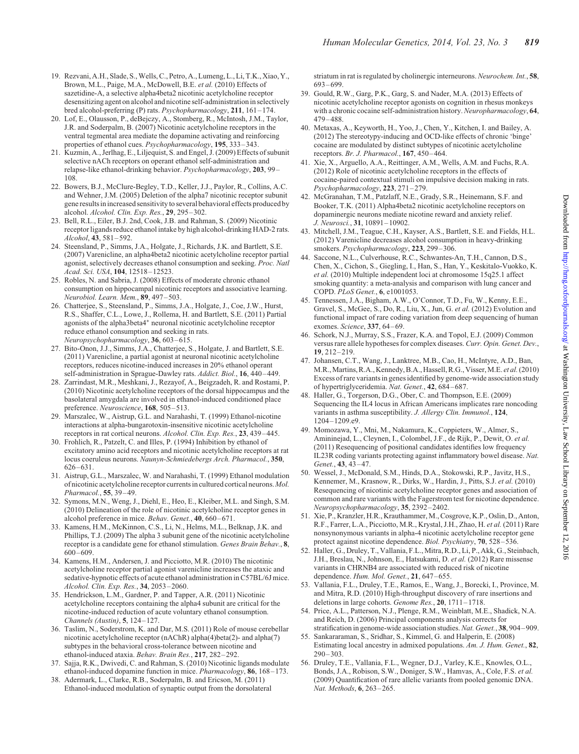19. Rezvani, A.H., Slade, S., Wells, C., Petro, A., Lumeng, L., Li, T.K., Xiao, Y., Brown, M.L., Paige, M.A., McDowell, B.E. *et al.* (2010) Effects of sazetidine-A, a selective alpha4beta2 nicotinic acetylcholine receptor desensitizing agent on alcohol and nicotine self-administration in selectively bred alcohol-preferring (P) rats. *Psychopharmacology*, **211**, 161–174.
20. Lof, E., Olausson, P., deBejczy, A., Stomberg, R., McIntosh, J.M., Taylor, J.R. and Soderpalm, B. (2007) Nicotinic acetylcholine receptors in the ventral tegmental area mediate the dopamine activating and reinforcing properties of ethanol cues. *Psychopharmacology*, **195**, 333–343.
21. Kuzmin, A., Jerlhag, E., Liljequist, S. and Engel, J. (2009) Effects of subunit selective nACh receptors on operant ethanol self-administration and relapse-like ethanol-drinking behavior. *Psychopharmacology*, **203**, 99–108.
22. Bowers, B.J., McClure-Begley, T.D., Keller, J.J., Paylor, R., Collins, A.C. and Wehner, J.M. (2005) Deletion of the alpha7 nicotinic receptor subunit gene results in increased sensitivity to several behavioral effects produced by alcohol. *Alcohol. Clin. Exp. Res.*, **29**, 295–302.
23. Bell, R.L., Eiler, B.J. 2nd, Cook, J.B. and Rahman, S. (2009) Nicotinic receptor ligands reduce ethanol intake by high alcohol-drinking HAD-2 rats. *Alcohol*, **43**, 581–592.
24. Steensland, P., Simms, J.A., Holgate, J., Richards, J.K. and Bartlett, S.E. (2007) Varenicline, an alpha4beta2 nicotinic acetylcholine receptor partial agonist, selectively decreases ethanol consumption and seeking. *Proc. Natl Acad. Sci. USA*, **104**, 12518–12523.
25. Robles, N. and Sabria, J. (2008) Effects of moderate chronic ethanol consumption on hippocampal nicotinic receptors and associative learning. *Neurobiol. Learn. Mem.*, **89**, 497–503.
26. Chatterjee, S., Steensland, P., Simms, J.A., Holgate, J., Coe, J.W., Hurst, R.S., Shaffer, C.L., Lowe, J., Rollema, H. and Bartlett, S.E. (2011) Partial agonists of the alpha3beta4* neuronal nicotinic acetylcholine receptor reduce ethanol consumption and seeking in rats. *Neuropsychopharmacology*, **36**, 603–615.
27. Bito-Onon, J.J., Simms, J.A., Chatterjee, S., Holgate, J. and Bartlett, S.E. (2011) Varenicline, a partial agonist at neuronal nicotinic acetylcholine receptors, reduces nicotine-induced increases in 20% ethanol operant self-administration in Sprague-Dawley rats. *Addict. Biol.*, **16**, 440–449.
28. Zarrindast, M.R., Meshkani, J., Rezayof, A., Beigzadeh, R. and Rostami, P. (2010) Nicotinic acetylcholine receptors of the dorsal hippocampus and the basolateral amygdala are involved in ethanol-induced conditioned place preference. *Neuroscience*, **168**, 505–513.
29. Marszalec, W., Aistrup, G.L. and Narahashi, T. (1999) Ethanol-nicotine interactions at alpha-bungarotoxin-insensitive nicotinic acetylcholine receptors in rat cortical neurons. *Alcohol. Clin. Exp. Res.*, **23**, 439–445.
30. Frohlich, R., Patzelt, C. and Illes, P. (1994) Inhibition by ethanol of excitatory amino acid receptors and nicotinic acetylcholine receptors at rat locus coeruleus neurons. *Naunyn-Schmiedebergs Arch. Pharmacol.*, **350**, 626–631.
31. Aistrup, G.L., Marszalec, W. and Narahashi, T. (1999) Ethanol modulation of nicotinic acetylcholine receptor currents in cultured cortical neurons. *Mol. Pharmacol.*, **55**, 39–49.
32. Symons, M.N., Weng, J., Diehl, E., Heo, E., Kleiber, M.L. and Singh, S.M. (2010) Delineation of the role of nicotinic acetylcholine receptor genes in alcohol preference in mice. *Behav. Genet.*, **40**, 660–671.
33. Kamens, H.M., McKinnon, C.S., Li, N., Helms, M.L., Belknap, J.K. and Phillips, T.J. (2009) The alpha 3 subunit gene of the nicotinic acetylcholine receptor is a candidate gene for ethanol stimulation. *Genes Brain Behav.*, **8**, 600–609.
34. Kamens, H.M., Andersen, J. and Picciotto, M.R. (2010) The nicotinic acetylcholine receptor partial agonist varenicline increases the ataxic and sedative-hypnotic effects of acute ethanol administration in C57BL/6J mice. *Alcohol. Clin. Exp. Res.*, **34**, 2053–2060.
35. Hendrickson, L.M., Gardner, P. and Tapper, A.R. (2011) Nicotinic acetylcholine receptors containing the alpha4 subunit are critical for the nicotine-induced reduction of acute voluntary ethanol consumption. *Channels (Austin)*, **5**, 124–127.
36. Taslim, N., Soderstrom, K. and Dar, M.S. (2011) Role of mouse cerebellar nicotinic acetylcholine receptor (nAChR) alpha(4)beta(2)- and alpha(7) subtypes in the behavioral cross-tolerance between nicotine and ethanol-induced ataxia. *Behav. Brain Res.*, **217**, 282–292.
37. Sajja, R.K., Dwivedi, C. and Rahman, S. (2010) Nicotinic ligands modulate ethanol-induced dopamine function in mice. *Pharmacology*, **86**, 168–173.
38. Adermark, L., Clarke, R.B., Soderpalm, B. and Ericson, M. (2011) Ethanol-induced modulation of synaptic output from the dorsolateral striatum in rat is regulated by cholinergic interneurons. *Neurochem. Int.*, **58**, 693–699.
39. Gould, R.W., Garg, P.K., Garg, S. and Nader, M.A. (2013) Effects of nicotinic acetylcholine receptor agonists on cognition in rhesus monkeys with a chronic cocaine self-administration history. *Neuropharmacology*, **64**, 479–488.
40. Metaxas, A., Keyworth, H., Yoo, J., Chen, Y., Kitchen, I. and Bailey, A. (2012) The stereotypy-inducing and OCD-like effects of chronic 'binge' cocaine are modulated by distinct subtypes of nicotinic acetylcholine receptors. *Br. J. Pharmacol.*, **167**, 450–464.
41. Xie, X., Arguello, A.A., Reittinger, A.M., Wells, A.M. and Fuchs, R.A. (2012) Role of nicotinic acetylcholine receptors in the effects of cocaine-paired contextual stimuli on impulsive decision making in rats. *Psychopharmacology*, **223**, 271–279.
42. McGranahan, T.M., Patzlaff, N.E., Grady, S.R., Heinemann, S.F. and Booker, T.K. (2011) Alpha4beta2 nicotinic acetylcholine receptors on dopaminergic neurons mediate nicotine reward and anxiety relief. *J. Neurosci.*, **31**, 10891–10902.
43. Mitchell, J.M., Teague, C.H., Kayser, A.S., Bartlett, S.E. and Fields, H.L. (2012) Varenicline decreases alcohol consumption in heavy-drinking smokers. *Psychopharmacology*, **223**, 299–306.
44. Saccone, N.L., Culverhouse, R.C., Schwantes-An, T.H., Cannon, D.S., Chen, X., Cichon, S., Giegling, I., Han, S., Han, Y., Keskitalo-Vuokko, K. *et al.* (2010) Multiple independent loci at chromosome 15q25.1 affect smoking quantity: a meta-analysis and comparison with lung cancer and COPD. *PLoS Genet.*, **6**, e1001053.
45. Tennessen, J.A., Bigham, A.W., O'Connor, T.D., Fu, W., Kenny, E.E., Gravel, S., McGee, S., Do, R., Liu, X., Jun, G. *et al.* (2012) Evolution and functional impact of rare coding variation from deep sequencing of human exomes. *Science*, **337**, 64–69.
46. Schork, N.J., Murray, S.S., Frazer, K.A. and Topol, E.J. (2009) Common versus rare allele hypotheses for complex diseases. *Curr. Opin. Genet. Dev.*, **19**, 212–219.
47. Johansen, C.T., Wang, J., Lanktree, M.B., Cao, H., McIntyre, A.D., Ban, M.R., Martins, R.A., Kennedy, B.A., Hassell, R.G., Visser, M.E. *et al.* (2010) Excess of rare variants in genes identified by genome-wide association study of hypertriglyceridemia. *Nat. Genet.*, **42**, 684–687.
48. Haller, G., Torgerson, D.G., Ober, C. and Thompson, E.E. (2009) Sequencing the IL4 locus in African Americans implicates rare noncoding variants in asthma susceptibility. *J. Allergy Clin. Immunol.*, **124**, 1204–1209.e9.
49. Momozawa, Y., Mni, M., Nakamura, K., Coppieters, W., Almer, S., Amininejad, L., Cleynen, I., Colombel, J.F., de Rijk, P., Dewit, O. *et al.* (2011) Resequencing of positional candidates identifies low frequency IL23R coding variants protecting against inflammatory bowel disease. *Nat. Genet.*, **43**, 43–47.
50. Wessel, J., McDonald, S.M., Hinds, D.A., Stokowski, R.P., Javitz, H.S., Kennemer, M., Krasnow, R., Dirks, W., Hardin, J., Pitts, S.J. *et al.* (2010) Resequencing of nicotinic acetylcholine receptor genes and association of common and rare variants with the Fagerstrom test for nicotine dependence. *Neuropsychopharmacology*, **35**, 2392–2402.
51. Xie, P., Kranzler, H.R., Krauthammer, M., Cosgrove, K.P., Oslin, D., Anton, R.F., Farrer, L.A., Picciotto, M.R., Krystal, J.H., Zhao, H. *et al.* (2011) Rare nonsynonymous variants in alpha-4 nicotinic acetylcholine receptor gene protect against nicotine dependence. *Biol. Psychiatry*, **70**, 528–536.
52. Haller, G., Druley, T., Vallania, F.L., Mitra, R.D., Li, P., Akk, G., Steinbach, J.H., Breslau, N., Johnson, E., Hatsukami, D. *et al.* (2012) Rare missense variants in CHRNB4 are associated with reduced risk of nicotine dependence. *Hum. Mol. Genet.*, **21**, 647–655.
53. Vallania, F.L., Druley, T.E., Ramos, E., Wang, J., Borecki, I., Province, M. and Mitra, R.D. (2010) High-throughput discovery of rare insertions and deletions in large cohorts. *Genome Res.*, **20**, 1711–1718.
54. Price, A.L., Patterson, N.J., Plenge, R.M., Weinblatt, M.E., Shadick, N.A. and Reich, D. (2006) Principal components analysis corrects for stratification in genome-wide association studies. *Nat. Genet.*, **38**, 904–909.
55. Sankararaman, S., Sridhar, S., Kimmel, G. and Halperin, E. (2008) Estimating local ancestry in admixed populations. *Am. J. Hum. Genet.*, **82**, 290–303.
56. Druley, T.E., Vallania, F.L., Wegner, D.J., Varley, K.E., Knowles, O.L., Bonds, J.A., Robison, S.W., Doniger, S.W., Hamvas, A., Cole, F.S. *et al.* (2009) Quantification of rare allelic variants from pooled genomic DNA. *Nat. Methods*, **6**, 263–265.